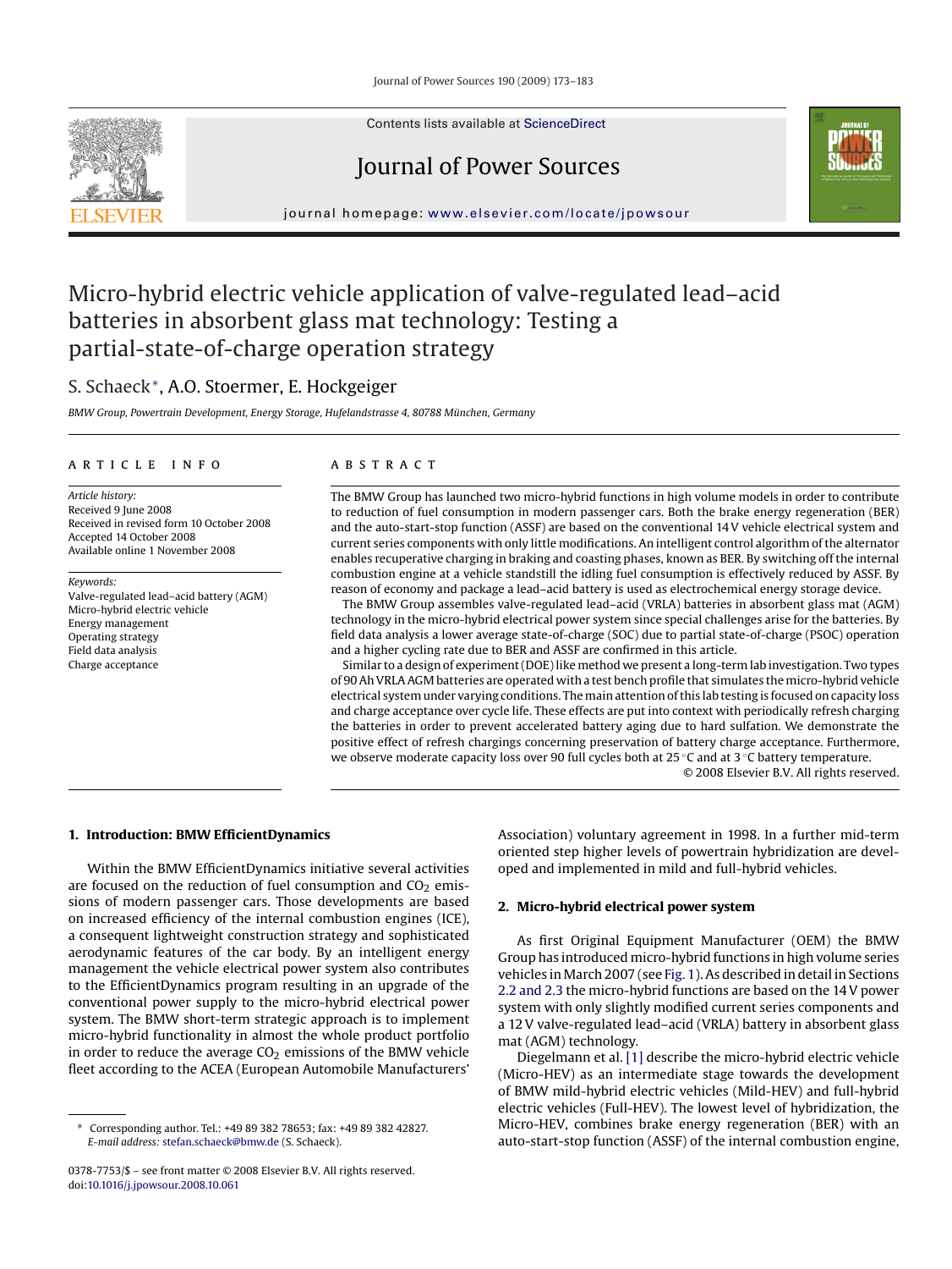# Micro-hybrid electric vehicle application of valve-regulated lead–acid batteries in absorbent glass mat technology: Testing a partial-state-of-charge operation strategy

S. Schaeck*, A.O. Stoermer, E. Hockgeiger

*BMW Group, Powertrain Development, Energy Storage, Hufelandstrasse 4, 80788 München, Germany*

**ARTICLE INFO**

*Article history:*
Received 9 June 2008
Received in revised form 10 October 2008
Accepted 14 October 2008
Available online 1 November 2008

*Keywords:*
Valve-regulated lead–acid battery (AGM)
Micro-hybrid electric vehicle
Energy management
Operating strategy
Field data analysis
Charge acceptance

**ABSTRACT**

The BMW Group has launched two micro-hybrid functions in high volume models in order to contribute to reduction of fuel consumption in modern passenger cars. Both the brake energy regeneration (BER) and the auto-start-stop function (ASSF) are based on the conventional 14 V vehicle electrical system and current series components with only little modifications. An intelligent control algorithm of the alternator enables recuperative charging in braking and coasting phases, known as BER. By switching off the internal combustion engine at a vehicle standstill the idling fuel consumption is effectively reduced by ASSF. By reason of economy and package a lead–acid battery is used as electrochemical energy storage device.

The BMW Group assembles valve-regulated lead–acid (VRLA) batteries in absorbent glass mat (AGM) technology in the micro-hybrid electrical power system since special challenges arise for the batteries. By field data analysis a lower average state-of-charge (SOC) due to partial state-of-charge (PSOC) operation and a higher cycling rate due to BER and ASSF are confirmed in this article.

Similar to a design of experiment (DOE) like method we present a long-term lab investigation. Two types of 90 Ah VRLA AGM batteries are operated with a test bench profile that simulates the micro-hybrid vehicle electrical system under varying conditions. The main attention of this lab testing is focused on capacity loss and charge acceptance over cycle life. These effects are put into context with periodically refresh charging the batteries in order to prevent accelerated battery aging due to hard sulfation. We demonstrate the positive effect of refresh chargings concerning preservation of battery charge acceptance. Furthermore, we observe moderate capacity loss over 90 full cycles both at 25 °C and at 3 °C battery temperature.

© 2008 Elsevier B.V. All rights reserved.

## 1. Introduction: BMW EfficientDynamics

Within the BMW EfficientDynamics initiative several activities are focused on the reduction of fuel consumption and $CO_2$ emissions of modern passenger cars. Those developments are based on increased efficiency of the internal combustion engines (ICE), a consequent lightweight construction strategy and sophisticated aerodynamic features of the car body. By an intelligent energy management the vehicle electrical power system also contributes to the EfficientDynamics program resulting in an upgrade of the conventional power supply to the micro-hybrid electrical power system. The BMW short-term strategic approach is to implement micro-hybrid functionality in almost the whole product portfolio in order to reduce the average $CO_2$ emissions of the BMW vehicle fleet according to the ACEA (European Automobile Manufacturers' Association) voluntary agreement in 1998. In a further mid-term oriented step higher levels of powertrain hybridization are developed and implemented in mild and full-hybrid vehicles.

## 2. Micro-hybrid electrical power system

As first Original Equipment Manufacturer (OEM) the BMW Group has introduced micro-hybrid functions in high volume series vehicles in March 2007 (see Fig. 1). As described in detail in Sections 2.2 and 2.3 the micro-hybrid functions are based on the 14 V power system with only slightly modified current series components and a 12 V valve-regulated lead–acid (VRLA) battery in absorbent glass mat (AGM) technology.

Diegelmann et al. [1] describe the micro-hybrid electric vehicle (Micro-HEV) as an intermediate stage towards the development of BMW mild-hybrid electric vehicles (Mild-HEV) and full-hybrid electric vehicles (Full-HEV). The lowest level of hybridization, the Micro-HEV, combines brake energy regeneration (BER) with an auto-start-stop function (ASSF) of the internal combustion engine,

* Corresponding author. Tel.: +49 89 382 78653; fax: +49 89 382 42827. E-mail address: stefan.schaeck@bmw.de (S. Schaeck).

0378-7753/$ – see front matter © 2008 Elsevier B.V. All rights reserved.
doi:10.1016/j.jpowsour.2008.10.061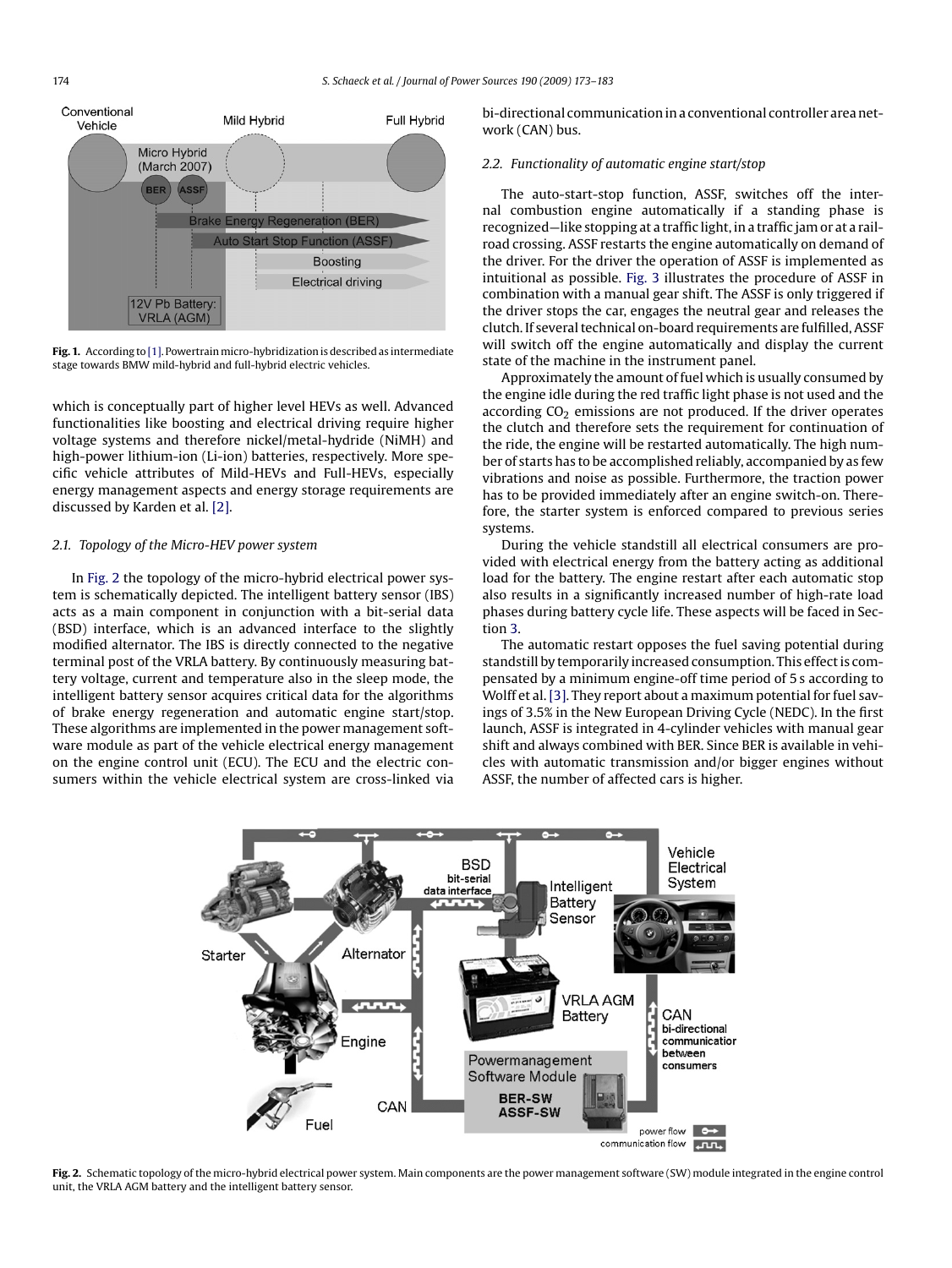**Fig. 1.** According to [1]. Powertrain micro-hybridization is described as intermediate stage towards BMW mild-hybrid and full-hybrid electric vehicles.

which is conceptually part of higher level HEVs as well. Advanced functionalities like boosting and electrical driving require higher voltage systems and therefore nickel/metal-hydride (NiMH) and high-power lithium-ion (Li-ion) batteries, respectively. More specific vehicle attributes of Mild-HEVs and Full-HEVs, especially energy management aspects and energy storage requirements are discussed by Karden et al. [2].

### 2.1. Topology of the Micro-HEV power system

In Fig. 2 the topology of the micro-hybrid electrical power system is schematically depicted. The intelligent battery sensor (IBS) acts as a main component in conjunction with a bit-serial data (BSD) interface, which is an advanced interface to the slightly modified alternator. The IBS is directly connected to the negative terminal post of the VRLA battery. By continuously measuring battery voltage, current and temperature also in the sleep mode, the intelligent battery sensor acquires critical data for the algorithms of brake energy regeneration and automatic engine start/stop. These algorithms are implemented in the power management software module as part of the vehicle electrical energy management on the engine control unit (ECU). The ECU and the electric consumers within the vehicle electrical system are cross-linked via bi-directional communication in a conventional controller area network (CAN) bus.

### 2.2. Functionality of automatic engine start/stop

The auto-start-stop function, ASSF, switches off the internal combustion engine automatically if a standing phase is recognized—like stopping at a traffic light, in a traffic jam or at a railroad crossing. ASSF restarts the engine automatically on demand of the driver. For the driver the operation of ASSF is implemented as intuitional as possible. Fig. 3 illustrates the procedure of ASSF in combination with a manual gear shift. The ASSF is only triggered if the driver stops the car, engages the neutral gear and releases the clutch. If several technical on-board requirements are fulfilled, ASSF will switch off the engine automatically and display the current state of the machine in the instrument panel.

Approximately the amount of fuel which is usually consumed by the engine idle during the red traffic light phase is not used and the according $CO_2$ emissions are not produced. If the driver operates the clutch and therefore sets the requirement for continuation of the ride, the engine will be restarted automatically. The high number of starts has to be accomplished reliably, accompanied by as few vibrations and noise as possible. Furthermore, the traction power has to be provided immediately after an engine switch-on. Therefore, the starter system is enforced compared to previous series systems.

During the vehicle standstill all electrical consumers are provided with electrical energy from the battery acting as additional load for the battery. The engine restart after each automatic stop also results in a significantly increased number of high-rate load phases during battery cycle life. These aspects will be faced in Section 3.

The automatic restart opposes the fuel saving potential during standstill by temporarily increased consumption. This effect is compensated by a minimum engine-off time period of 5 s according to Wolff et al. [3]. They report about a maximum potential for fuel savings of 3.5% in the New European Driving Cycle (NEDC). In the first launch, ASSF is integrated in 4-cylinder vehicles with manual gear shift and always combined with BER. Since BER is available in vehicles with automatic transmission and/or bigger engines without ASSF, the number of affected cars is higher.

**Fig. 2.** Schematic topology of the micro-hybrid electrical power system. Main components are the power management software (SW) module integrated in the engine control unit, the VRLA AGM battery and the intelligent battery sensor.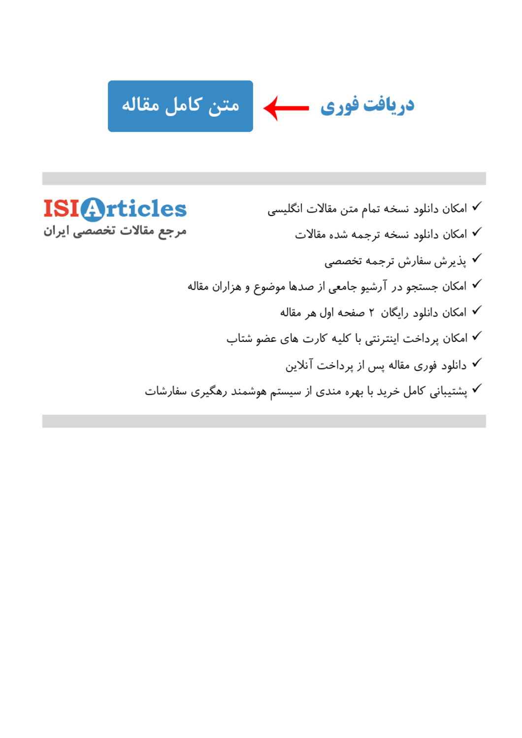دریافت فوری ← متن کامل مقاله

**ISIArticles**
مرجع مقالات تخصصی ایران

- ✓ امکان دانلود نسخه تمام متن مقالات انگلیسی
- ✓ امکان دانلود نسخه ترجمه شده مقالات
- ✓ پذیرش سفارش ترجمه تخصصی
- ✓ امکان جستجو در آرشیو جامعی از صدها موضوع و هزاران مقاله
- ✓ امکان دانلود رایگان ۲ صفحه اول هر مقاله
- ✓ امکان پرداخت اینترنتی با کلیه کارت های عضو شتاب
- ✓ دانلود فوری مقاله پس از پرداخت آنلاین
- ✓ پشتیبانی کامل خرید با بهره مندی از سیستم هوشمند رهگیری سفارشات